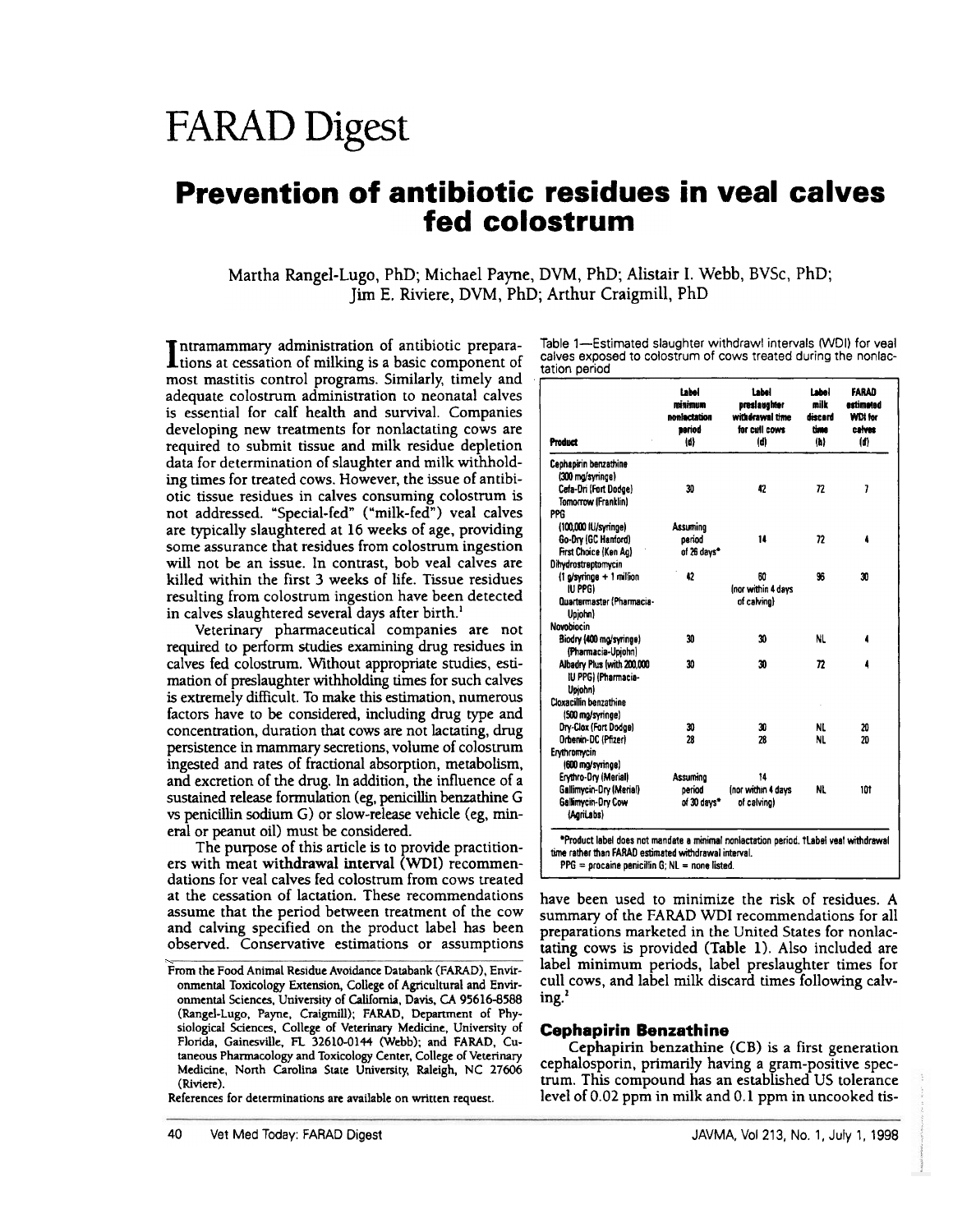# FARAD Digest

## Prevention of antibiotic residues in veal calves fed colostrum

Martha Rangel-Lugo, PhD; Michael Payne, DVM, PhD; Alistair I. Webb, BVSc, PhD; Jim E. Riviere, DVM, PhD; Arthur Craigmill, PhD

Intramammary administration of antibiotic preparations at cessation of milking is a basic component of most mastitis control programs. Similarly, timely and adequate colostrum administration to neonatal calves is essential for calf health and survival. Companies developing new treatments for nonlactating cows are required to submit tissue and milk residue depletion data for determination of slaughter and milk withholding times for treated cows. However, the issue of antibiotic tissue residues in calves consuming colostrum is not addressed. "Special-fed" ("milk-fed") veal calves are typically slaughtered at 16 weeks of age, providing some assurance that residues from colostrum ingestion will not be an issue. In contrast, bob veal calves are killed within the first 3 weeks of life. Tissue residues resulting from colostrum ingestion have been detected in calves slaughtered several days after birth.[1]

Veterinary pharmaceutical companies are not required to perform studies examining drug residues in calves fed colostrum. Without appropriate studies, estimation of preslaughter withholding times for such calves is extremely difficult. To make this estimation, numerous factors have to be considered, including drug type and concentration, duration that cows are not lactating, drug persistence in mammary secretions, volume of colostrum ingested and rates of fractional absorption, metabolism, and excretion of the drug. In addition, the influence of a sustained release formulation (eg, penicillin benzathine G vs penicillin sodium G) or slow-release vehicle (eg, mineral or peanut oil) must be considered.

The purpose of this article is to provide practitioners with meat withdrawal interval (WDI) recommendations for veal calves fed colostrum from cows treated at the cessation of lactation. These recommendations assume that the period between treatment of the cow and calving specified on the product label has been observed. Conservative estimations or assumptions have been used to minimize the risk of residues. A summary of the FARAD WDI recommendations for all preparations marketed in the United States for nonlactating cows is provided (Table 1). Also included are label minimum periods, label preslaughter times for cull cows, and label milk discard times following calving.[2]

Table 1—Estimated slaughter withdrawl intervals (WDI) for veal calves exposed to colostrum of cows treated during the nonlactation period

| Product | Label minimum nonlactation period (d) | Label preslaughter withdrawal time for cull cows (d) | Label milk discard time (h) | FARAD estimated WDI for calves (d) |
|---|---|---|---|---|
| **Cephapirin benzathine (300 mg/syringe)** | | | | |
| Cefa-Dri (Fort Dodge) Tomorrow (Franklin) | 30 | 42 | 72 | 7 |
| **PPG (100,000 IU/syringe)** | | | | |
| Go-Dry (GC Hanford) First Choice (Ken Ag) | Assuming period of 26 days* | 14 | 72 | 4 |
| **Dihydrostreptomycin (1 g/syringe + 1 million IU PPG)** | | | | |
| Quartermaster (Pharmacia-Upjohn) | 42 | 60 (nor within 4 days of calving) | 96 | 30 |
| **Novobiocin** | | | | |
| Biodry (400 mg/syringe) (Pharmacia-Upjohn) | 30 | 30 | NL | 4 |
| Albadry Plus (with 200,000 IU PPG) (Pharmacia-Upjohn) | 30 | 30 | 72 | 4 |
| **Cloxacillin benzathine (500 mg/syringe)** | | | | |
| Dry-Clox (Fort Dodge) | 30 | 30 | NL | 20 |
| Orbenin-DC (Pfizer) | 28 | 28 | NL | 20 |
| **Erythromycin (600 mg/syringe)** | | | | |
| Erythro-Dry (Merial) Gallimycin-Dry (Merial) Gallimycin-Dry Cow (AgriLabs) | Assuming period of 30 days* | 14 (nor within 4 days of calving) | NL | 10† |

*Product label does not mandate a minimal nonlactation period. †Label veal withdrawal time rather than FARAD estimated withdrawal interval.
PPG = procaine penicillin G; NL = none listed.

### Cephapirin Benzathine

Cephapirin benzathine (CB) is a first generation cephalosporin, primarily having a gram-positive spectrum. This compound has an established US tolerance level of 0.02 ppm in milk and 0.1 ppm in uncooked tis-

From the Food Animal Residue Avoidance Databank (FARAD), Environmental Toxicology Extension, College of Agricultural and Environmental Sciences, University of California, Davis, CA 95616-8588 (Rangel-Lugo, Payne, Craigmill); FARAD, Department of Physiological Sciences, College of Veterinary Medicine, University of Florida, Gainesville, FL 32610-0144 (Webb); and FARAD, Cutaneous Pharmacology and Toxicology Center, College of Veterinary Medicine, North Carolina State University, Raleigh, NC 27606 (Riviere).

References for determinations are available on written request.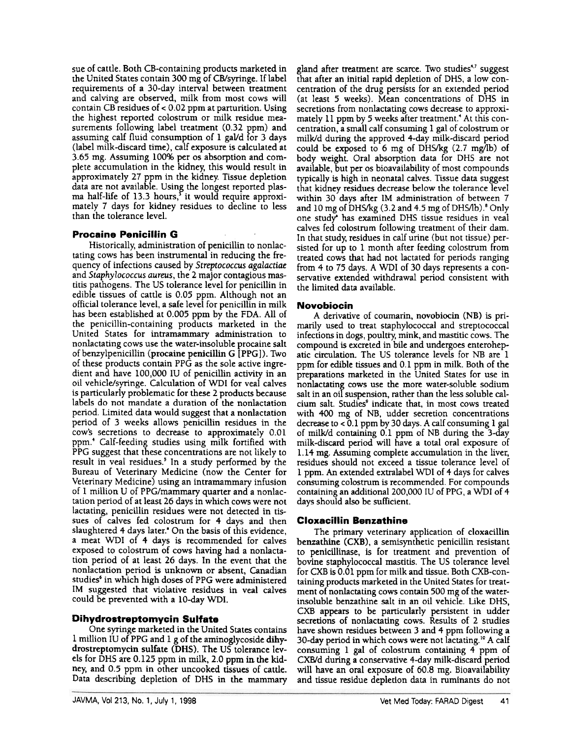sue of cattle. Both CB-containing products marketed in the United States contain 300 mg of CB/syringe. If label requirements of a 30-day interval between treatment and calving are observed, milk from most cows will contain CB residues of < 0.02 ppm at parturition. Using the highest reported colostrum or milk residue measurements following label treatment (0.32 ppm) and assuming calf fluid consumption of 1 gal/d for 3 days (label milk-discard time), calf exposure is calculated at 3.65 mg. Assuming 100% per os absorption and complete accumulation in the kidney, this would result in approximately 27 ppm in the kidney. Tissue depletion data are not available. Using the longest reported plasma half-life of 13.3 hours,[3] it would require approximately 7 days for kidney residues to decline to less than the tolerance level.

## Procaine Penicillin G

Historically, administration of penicillin to nonlactating cows has been instrumental in reducing the frequency of infections caused by *Streptococcus agalactiae* and *Staphylococcus aureus*, the 2 major contagious mastitis pathogens. The US tolerance level for penicillin in edible tissues of cattle is 0.05 ppm. Although not an official tolerance level, a safe level for penicillin in milk has been established at 0.005 ppm by the FDA. All of the penicillin-containing products marketed in the United States for intramammary administration to nonlactating cows use the water-insoluble procaine salt of benzylpenicillin (**procaine penicillin G [PPG]**). Two of these products contain PPG as the sole active ingredient and have 100,000 IU of penicillin activity in an oil vehicle/syringe. Calculation of WDI for veal calves is particularly problematic for these 2 products because labels do not mandate a duration of the nonlactation period. Limited data would suggest that a nonlactation period of 3 weeks allows penicillin residues in the cow's secretions to decrease to approximately 0.01 ppm.[4] Calf-feeding studies using milk fortified with PPG suggest that these concentrations are not likely to result in veal residues.[5] In a study performed by the Bureau of Veterinary Medicine (now the Center for Veterinary Medicine) using an intramammary infusion of 1 million U of PPG/mammary quarter and a nonlactation period of at least 26 days in which cows were not lactating, penicillin residues were not detected in tissues of calves fed colostrum for 4 days and then slaughtered 4 days later.[a] On the basis of this evidence, a meat WDI of 4 days is recommended for calves exposed to colostrum of cows having had a nonlactation period of at least 26 days. In the event that the nonlactation period is unknown or absent, Canadian studies[6] in which high doses of PPG were administered IM suggested that violative residues in veal calves could be prevented with a 10-day WDI.

## Dihydrostreptomycin Sulfate

One syringe marketed in the United States contains 1 million IU of PPG and 1 g of the aminoglycoside **dihydrostreptomycin sulfate (DHS)**. The US tolerance levels for DHS are 0.125 ppm in milk, 2.0 ppm in the kidney, and 0.5 ppm in other uncooked tissues of cattle. Data describing depletion of DHS in the mammary gland after treatment are scarce. Two studies[4,7] suggest that after an initial rapid depletion of DHS, a low concentration of the drug persists for an extended period (at least 5 weeks). Mean concentrations of DHS in secretions from nonlactating cows decrease to approximately 11 ppm by 5 weeks after treatment.[4] At this concentration, a small calf consuming 1 gal of colostrum or milk/d during the approved 4-day milk-discard period could be exposed to 6 mg of DHS/kg (2.7 mg/lb) of body weight. Oral absorption data for DHS are not available, but per os bioavailability of most compounds typically is high in neonatal calves. Tissue data suggest that kidney residues decrease below the tolerance level within 30 days after IM administration of between 7 and 10 mg of DHS/kg (3.2 and 4.5 mg of DHS/lb).[8] Only one study[a] has examined DHS tissue residues in veal calves fed colostrum following treatment of their dam. In that study, residues in calf urine (but not tissue) persisted for up to 1 month after feeding colostrum from treated cows that had not lactated for periods ranging from 4 to 75 days. A WDI of 30 days represents a conservative extended withdrawal period consistent with the limited data available.

## Novobiocin

A derivative of coumarin, novobiocin (NB) is primarily used to treat staphylococcal and streptococcal infections in dogs, poultry, mink, and mastitic cows. The compound is excreted in bile and undergoes enterohepatic circulation. The US tolerance levels for NB are 1 ppm for edible tissues and 0.1 ppm in milk. Both of the preparations marketed in the United States for use in nonlactating cows use the more water-soluble sodium salt in an oil suspension, rather than the less soluble calcium salt. Studies[9] indicate that, in most cows treated with 400 mg of NB, udder secretion concentrations decrease to < 0.1 ppm by 30 days. A calf consuming 1 gal of milk/d containing 0.1 ppm of NB during the 3-day milk-discard period will have a total oral exposure of 1.14 mg. Assuming complete accumulation in the liver, residues should not exceed a tissue tolerance level of 1 ppm. An extended extralabel WDI of 4 days for calves consuming colostrum is recommended. For compounds containing an additional 200,000 IU of PPG, a WDI of 4 days should also be sufficient.

## Cloxacillin Benzathine

The primary veterinary application of cloxacillin benzathine (CXB), a semisynthetic penicillin resistant to penicillinase, is for treatment and prevention of bovine staphylococcal mastitis. The US tolerance level for CXB is 0.01 ppm for milk and tissue. Both CXB-containing products marketed in the United States for treatment of nonlactating cows contain 500 mg of the water-insoluble benzathine salt in an oil vehicle. Like DHS, CXB appears to be particularly persistent in udder secretions of nonlactating cows. Results of 2 studies have shown residues between 3 and 4 ppm following a 30-day period in which cows were not lactating.[10] A calf consuming 1 gal of colostrum containing 4 ppm of CXB/d during a conservative 4-day milk-discard period will have an oral exposure of 60.8 mg. Bioavailability and tissue residue depletion data in ruminants do not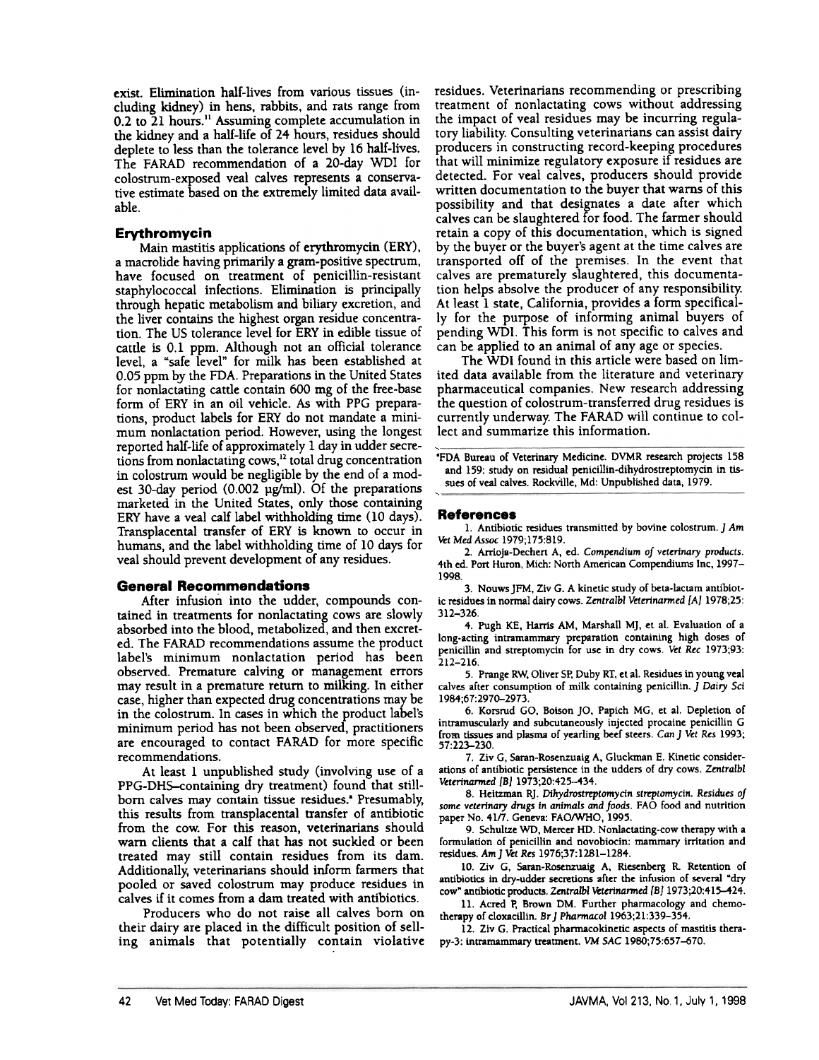exist. Elimination half-lives from various tissues (including kidney) in hens, rabbits, and rats range from 0.2 to 21 hours.[11] Assuming complete accumulation in the kidney and a half-life of 24 hours, residues should deplete to less than the tolerance level by 16 half-lives. The FARAD recommendation of a 20-day WDI for colostrum-exposed veal calves represents a conservative estimate based on the extremely limited data available.

## Erythromycin

Main mastitis applications of erythromycin (ERY), a macrolide having primarily a gram-positive spectrum, have focused on treatment of penicillin-resistant staphylococcal infections. Elimination is principally through hepatic metabolism and biliary excretion, and the liver contains the highest organ residue concentration. The US tolerance level for ERY in edible tissue of cattle is 0.1 ppm. Although not an official tolerance level, a "safe level" for milk has been established at 0.05 ppm by the FDA. Preparations in the United States for nonlactating cattle contain 600 mg of the free-base form of ERY in an oil vehicle. As with PPG preparations, product labels for ERY do not mandate a minimum nonlactation period. However, using the longest reported half-life of approximately 1 day in udder secretions from nonlactating cows,[12] total drug concentration in colostrum would be negligible by the end of a modest 30-day period (0.002 µg/ml). Of the preparations marketed in the United States, only those containing ERY have a veal calf label withholding time (10 days). Transplacental transfer of ERY is known to occur in humans, and the label withholding time of 10 days for veal should prevent development of any residues.

## General Recommendations

After infusion into the udder, compounds contained in treatments for nonlactating cows are slowly absorbed into the blood, metabolized, and then excreted. The FARAD recommendations assume the product label's minimum nonlactation period has been observed. Premature calving or management errors may result in a premature return to milking. In either case, higher than expected drug concentrations may be in the colostrum. In cases in which the product label's minimum period has not been observed, practitioners are encouraged to contact FARAD for more specific recommendations.

At least 1 unpublished study (involving use of a PPG-DHS–containing dry treatment) found that stillborn calves may contain tissue residues.[a] Presumably, this results from transplacental transfer of antibiotic from the cow. For this reason, veterinarians should warn clients that a calf that has not suckled or been treated may still contain residues from its dam. Additionally, veterinarians should inform farmers that pooled or saved colostrum may produce residues in calves if it comes from a dam treated with antibiotics.

Producers who do not raise all calves born on their dairy are placed in the difficult position of selling animals that potentially contain violative residues. Veterinarians recommending or prescribing treatment of nonlactating cows without addressing the impact of veal residues may be incurring regulatory liability. Consulting veterinarians can assist dairy producers in constructing record-keeping procedures that will minimize regulatory exposure if residues are detected. For veal calves, producers should provide written documentation to the buyer that warns of this possibility and that designates a date after which calves can be slaughtered for food. The farmer should retain a copy of this documentation, which is signed by the buyer or the buyer's agent at the time calves are transported off of the premises. In the event that calves are prematurely slaughtered, this documentation helps absolve the producer of any responsibility. At least 1 state, California, provides a form specifically for the purpose of informing animal buyers of pending WDI. This form is not specific to calves and can be applied to an animal of any age or species.

The WDI found in this article were based on limited data available from the literature and veterinary pharmaceutical companies. New research addressing the question of colostrum-transferred drug residues is currently underway. The FARAD will continue to collect and summarize this information.

[a]FDA Bureau of Veterinary Medicine. DVMR research projects 158 and 159: study on residual penicillin-dihydrostreptomycin in tissues of veal calves. Rockville, Md: Unpublished data, 1979.

## References

1. Antibiotic residues transmitted by bovine colostrum. *J Am Vet Med Assoc* 1979;175:819.
2. Arrioja-Dechert A, ed. *Compendium of veterinary products*. 4th ed. Port Huron, Mich: North American Compendiums Inc, 1997–1998.
3. Nouws JFM, Ziv G. A kinetic study of beta-lactam antibiotic residues in normal dairy cows. *Zentralbl Veterinarmed [A]* 1978;25:312–326.
4. Pugh KE, Harris AM, Marshall MJ, et al. Evaluation of a long-acting intramammary preparation containing high doses of penicillin and streptomycin for use in dry cows. *Vet Rec* 1973;93:212–216.
5. Prange RW, Oliver SP, Duby RT, et al. Residues in young veal calves after consumption of milk containing penicillin. *J Dairy Sci* 1984;67:2970–2973.
6. Korsrud GO, Boison JO, Papich MG, et al. Depletion of intramuscularly and subcutaneously injected procaine penicillin G from tissues and plasma of yearling beef steers. *Can J Vet Res* 1993;57:223–230.
7. Ziv G, Saran-Rosenzuaig A, Gluckman E. Kinetic considerations of antibiotic persistence in the udders of dry cows. *Zentralbl Veterinarmed [B]* 1973;20:425–434.
8. Heitzman RJ. Dihydrostreptomycin streptomycin. *Residues of some veterinary drugs in animals and foods*. FAO food and nutrition paper No. 41/7. Geneva: FAO/WHO, 1995.
9. Schultze WD, Mercer HD. Nonlactating-cow therapy with a formulation of penicillin and novobiocin: mammary irritation and residues. *Am J Vet Res* 1976;37:1281–1284.
10. Ziv G, Saran-Rosenzuaig A, Riesenberg R. Retention of antibiotics in dry-udder secretions after the infusion of several "dry cow" antibiotic products. *Zentralbl Veterinarmed [B]* 1973;20:415–424.
11. Acred P, Brown DM. Further pharmacology and chemotherapy of cloxacillin. *Br J Pharmacol* 1963;21:339–354.
12. Ziv G. Practical pharmacokinetic aspects of mastitis therapy-3: intramammary treatment. *VM SAC* 1980;75:657–670.